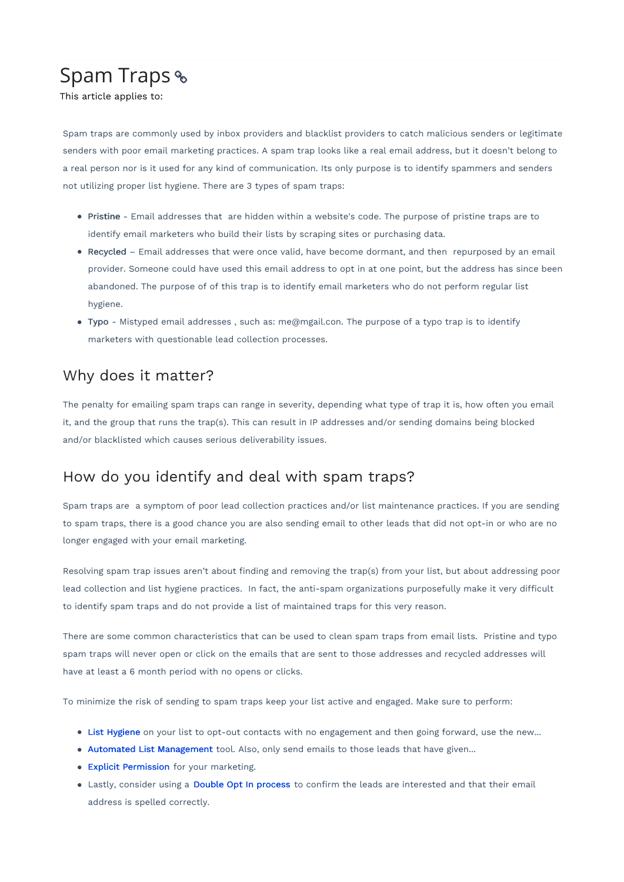# Spam Traps

This article applies to:

Spam traps are commonly used by inbox providers and blacklist providers to catch malicious senders or legitimate senders with poor email marketing practices. A spam trap looks like a real email address, but it doesn't belong to a real person nor is it used for any kind of communication. Its only purpose is to identify spammers and senders not utilizing proper list hygiene. There are 3 types of spam traps:

- **Pristine** - Email addresses that are hidden within a website's code. The purpose of pristine traps are to identify email marketers who build their lists by scraping sites or purchasing data.
- **Recycled** – Email addresses that were once valid, have become dormant, and then repurposed by an email provider. Someone could have used this email address to opt in at one point, but the address has since been abandoned. The purpose of of this trap is to identify email marketers who do not perform regular list hygiene.
- **Typo** - Mistyped email addresses , such as: me@mgail.con. The purpose of a typo trap is to identify marketers with questionable lead collection processes.

## Why does it matter?

The penalty for emailing spam traps can range in severity, depending what type of trap it is, how often you email it, and the group that runs the trap(s). This can result in IP addresses and/or sending domains being blocked and/or blacklisted which causes serious deliverability issues.

## How do you identify and deal with spam traps?

Spam traps are a symptom of poor lead collection practices and/or list maintenance practices. If you are sending to spam traps, there is a good chance you are also sending email to other leads that did not opt-in or who are no longer engaged with your email marketing.

Resolving spam trap issues aren't about finding and removing the trap(s) from your list, but about addressing poor lead collection and list hygiene practices. In fact, the anti-spam organizations purposefully make it very difficult to identify spam traps and do not provide a list of maintained traps for this very reason.

There are some common characteristics that can be used to clean spam traps from email lists. Pristine and typo spam traps will never open or click on the emails that are sent to those addresses and recycled addresses will have at least a 6 month period with no opens or clicks.

To minimize the risk of sending to spam traps keep your list active and engaged. Make sure to perform:

- List Hygiene on your list to opt-out contacts with no engagement and then going forward, use the new...
- Automated List Management tool. Also, only send emails to those leads that have given...
- Explicit Permission for your marketing.
- Lastly, consider using a Double Opt In process to confirm the leads are interested and that their email address is spelled correctly.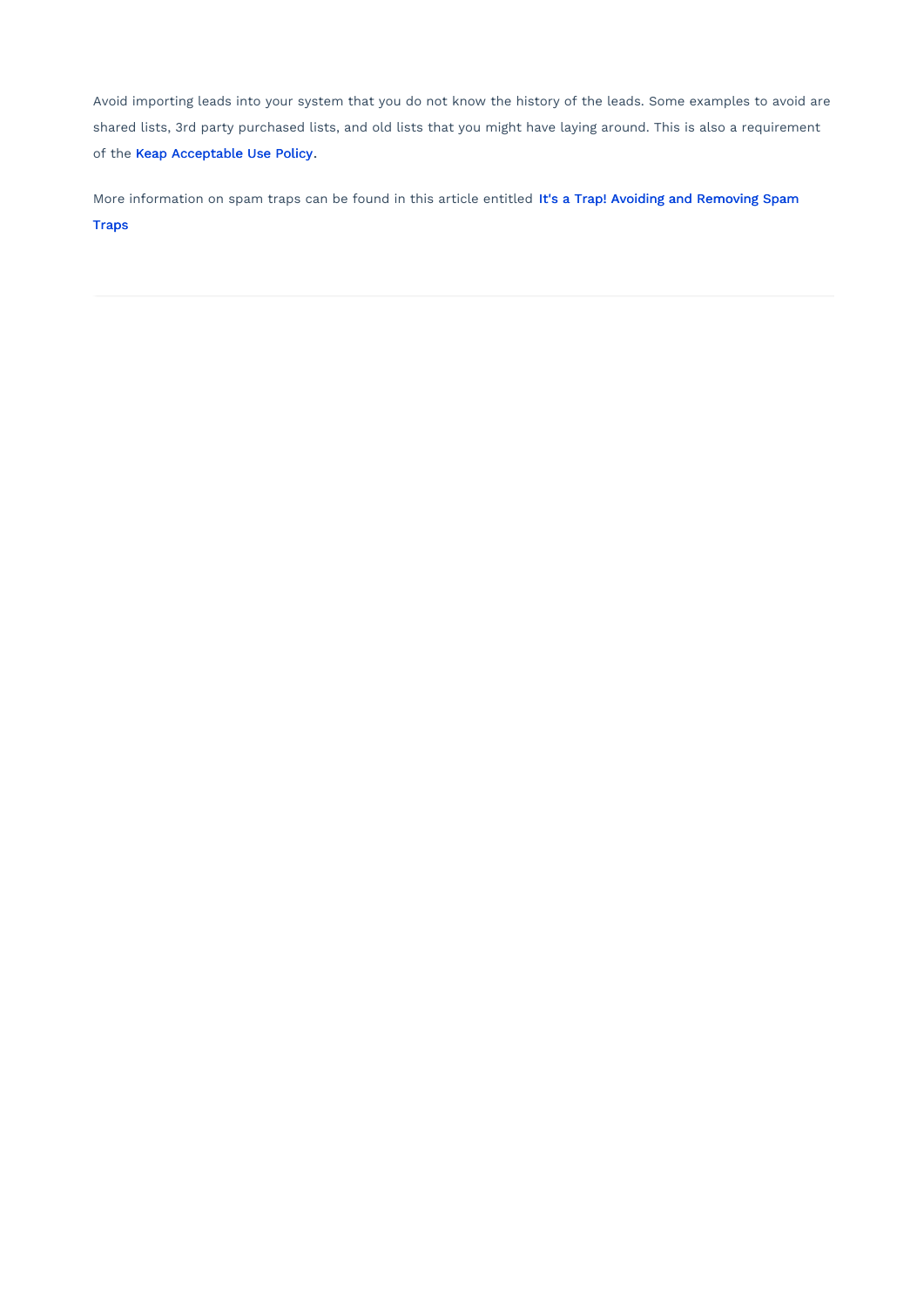Avoid importing leads into your system that you do not know the history of the leads. Some examples to avoid are shared lists, 3rd party purchased lists, and old lists that you might have laying around. This is also a requirement of the **Keap Acceptable Use Policy**.

More information on spam traps can be found in this article entitled **It's a Trap! Avoiding and Removing Spam Traps**

---